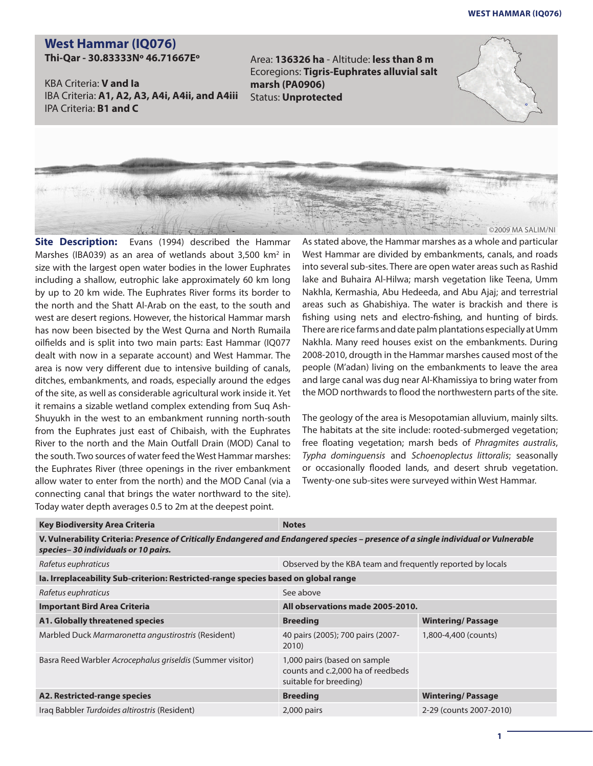# West Hammar (IQ076)

**Thi-Qar - 30.83333Nº 46.71667Eº**

KBA Criteria: **V and Ia**
IBA Criteria: **A1, A2, A3, A4i, A4ii, and A4iii**
IPA Criteria: **B1 and C**

Area: **136326 ha** - Altitude: **less than 8 m**
Ecoregions: **Tigris-Euphrates alluvial salt marsh (PA0906)**
Status: **Unprotected**

©2009 MA SALIM/NI

**Site Description:** Evans (1994) described the Hammar Marshes (IBA039) as an area of wetlands about 3,500 km$^2$ in size with the largest open water bodies in the lower Euphrates including a shallow, eutrophic lake approximately 60 km long by up to 20 km wide. The Euphrates River forms its border to the north and the Shatt Al-Arab on the east, to the south and west are desert regions. However, the historical Hammar marsh has now been bisected by the West Qurna and North Rumaila oilfields and is split into two main parts: East Hammar (IQ077 dealt with now in a separate account) and West Hammar. The area is now very different due to intensive building of canals, ditches, embankments, and roads, especially around the edges of the site, as well as considerable agricultural work inside it. Yet it remains a sizable wetland complex extending from Suq Ash-Shuyukh in the west to an embankment running north-south from the Euphrates just east of Chibaish, with the Euphrates River to the north and the Main Outfall Drain (MOD) Canal to the south. Two sources of water feed the West Hammar marshes: the Euphrates River (three openings in the river embankment allow water to enter from the north) and the MOD Canal (via a connecting canal that brings the water northward to the site). Today water depth averages 0.5 to 2m at the deepest point.

As stated above, the Hammar marshes as a whole and particular West Hammar are divided by embankments, canals, and roads into several sub-sites. There are open water areas such as Rashid lake and Buhaira Al-Hilwa; marsh vegetation like Teena, Umm Nakhla, Kermashia, Abu Hedeeda, and Abu Ajaj; and terrestrial areas such as Ghabishiya. The water is brackish and there is fishing using nets and electro-fishing, and hunting of birds. There are rice farms and date palm plantations especially at Umm Nakhla. Many reed houses exist on the embankments. During 2008-2010, drougth in the Hammar marshes caused most of the people (M'adan) living on the embankments to leave the area and large canal was dug near Al-Khamissiya to bring water from the MOD northwards to flood the northwestern parts of the site.

The geology of the area is Mesopotamian alluvium, mainly silts. The habitats at the site include: rooted-submerged vegetation; free floating vegetation; marsh beds of *Phragmites australis*, *Typha dominguensis* and *Schoenoplectus littoralis*; seasonally or occasionally flooded lands, and desert shrub vegetation. Twenty-one sub-sites were surveyed within West Hammar.

| **Key Biodiversity Area Criteria** | **Notes** | |
|---|---|---|
| **V. Vulnerability Criteria:** ***Presence of Critically Endangered and Endangered species – presence of a single individual or Vulnerable species– 30 individuals or 10 pairs.*** | | |
| *Rafetus euphraticus* | Observed by the KBA team and frequently reported by locals | |
| **Ia. Irreplaceability Sub-criterion: Restricted-range species based on global range** | | |
| *Rafetus euphraticus* | See above | |
| **Important Bird Area Criteria** | **All observations made 2005-2010.** | |
| **A1. Globally threatened species** | **Breeding** | **Wintering/ Passage** |
| Marbled Duck *Marmaronetta angustirostris* (Resident) | 40 pairs (2005); 700 pairs (2007-2010) | 1,800-4,400 (counts) |
| Basra Reed Warbler *Acrocephalus griseldis* (Summer visitor) | 1,000 pairs (based on sample counts and c.2,000 ha of reedbeds suitable for breeding) | |
| **A2. Restricted-range species** | **Breeding** | **Wintering/ Passage** |
| Iraq Babbler *Turdoides altirostris* (Resident) | 2,000 pairs | 2-29 (counts 2007-2010) |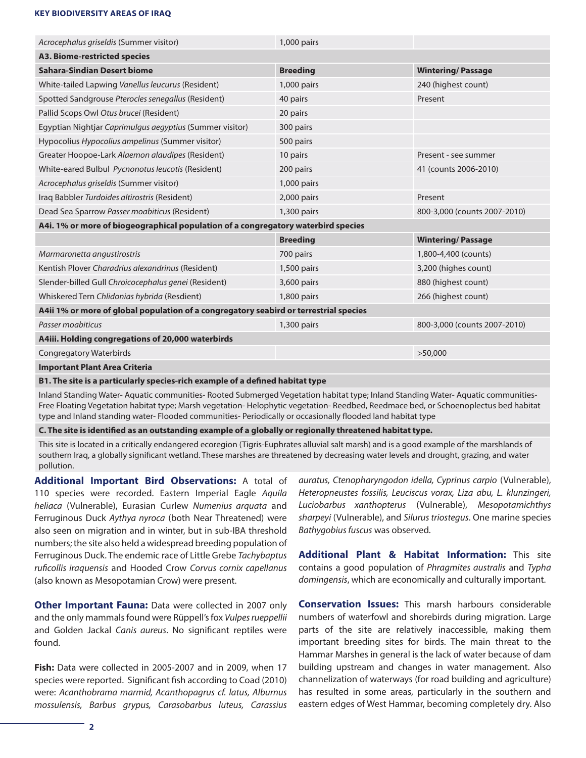| | | |
|---|---|---|
| *Acrocephalus griseldis* (Summer visitor) | 1,000 pairs | |
| **A3. Biome-restricted species** | | |
| **Sahara-Sindian Desert biome** | **Breeding** | **Wintering/ Passage** |
| White-tailed Lapwing *Vanellus leucurus* (Resident) | 1,000 pairs | 240 (highest count) |
| Spotted Sandgrouse *Pterocles senegallus* (Resident) | 40 pairs | Present |
| Pallid Scops Owl *Otus brucei* (Resident) | 20 pairs | |
| Egyptian Nightjar *Caprimulgus aegyptius* (Summer visitor) | 300 pairs | |
| Hypocolius *Hypocolius ampelinus* (Summer visitor) | 500 pairs | |
| Greater Hoopoe-Lark *Alaemon alaudipes* (Resident) | 10 pairs | Present - see summer |
| White-eared Bulbul *Pycnonotus leucotis* (Resident) | 200 pairs | 41 (counts 2006-2010) |
| *Acrocephalus griseldis* (Summer visitor) | 1,000 pairs | |
| Iraq Babbler *Turdoides altirostris* (Resident) | 2,000 pairs | Present |
| Dead Sea Sparrow *Passer moabiticus* (Resident) | 1,300 pairs | 800-3,000 (counts 2007-2010) |
| **A4i. 1% or more of biogeographical population of a congregatory waterbird species** | | |
| | **Breeding** | **Wintering/ Passage** |
| *Marmaronetta angustirostris* | 700 pairs | 1,800-4,400 (counts) |
| Kentish Plover *Charadrius alexandrinus* (Resident) | 1,500 pairs | 3,200 (highes count) |
| Slender-billed Gull *Chroicocephalus genei* (Resident) | 3,600 pairs | 880 (highest count) |
| Whiskered Tern *Chlidonias hybrida* (Resdient) | 1,800 pairs | 266 (highest count) |
| **A4ii 1% or more of global population of a congregatory seabird or terrestrial species** | | |
| *Passer moabiticus* | 1,300 pairs | 800-3,000 (counts 2007-2010) |
| **A4iii. Holding congregations of 20,000 waterbirds** | | |
| Congregatory Waterbirds | | >50,000 |
| **Important Plant Area Criteria** | | |
| **B1. The site is a particularly species-rich example of a defined habitat type** | | |
| Inland Standing Water- Aquatic communities- Rooted Submerged Vegetation habitat type; Inland Standing Water- Aquatic communities-Free Floating Vegetation habitat type; Marsh vegetation- Helophytic vegetation- Reedbed, Reedmace bed, or Schoenoplectus bed habitat type and Inland standing water- Flooded communities- Periodically or occasionally flooded land habitat type | | |
| **C. The site is identified as an outstanding example of a globally or regionally threatened habitat type.** | | |
| This site is located in a critically endangered ecoregion (Tigris-Euphrates alluvial salt marsh) and is a good example of the marshlands of southern Iraq, a globally significant wetland. These marshes are threatened by decreasing water levels and drought, grazing, and water pollution. | | |

**Additional Important Bird Observations:** A total of 110 species were recorded. Eastern Imperial Eagle *Aquila heliaca* (Vulnerable), Eurasian Curlew *Numenius arquata* and Ferruginous Duck *Aythya nyroca* (both Near Threatened) were also seen on migration and in winter, but in sub-IBA threshold numbers; the site also held a widespread breeding population of Ferruginous Duck. The endemic race of Little Grebe *Tachybaptus ruficollis iraquensis* and Hooded Crow *Corvus cornix capellanus* (also known as Mesopotamian Crow) were present.

**Other Important Fauna:** Data were collected in 2007 only and the only mammals found were Rüppell's fox *Vulpes rueppellii* and Golden Jackal *Canis aureus*. No significant reptiles were found.

**Fish:** Data were collected in 2005-2007 and in 2009, when 17 species were reported. Significant fish according to Coad (2010) were: *Acanthobrama marmid, Acanthopagrus cf. latus, Alburnus mossulensis, Barbus grypus, Carasobarbus luteus, Carassius auratus, Ctenopharyngodon idella, Cyprinus carpio* (Vulnerable), *Heteropneustes fossilis, Leuciscus vorax, Liza abu, L. klunzingeri, Luciobarbus xanthopterus* (Vulnerable), *Mesopotamichthys sharpeyi* (Vulnerable), and *Silurus triostegus*. One marine species *Bathygobius fuscus* was observed.

**Additional Plant & Habitat Information:** This site contains a good population of *Phragmites australis* and *Typha domingensis*, which are economically and culturally important.

**Conservation Issues:** This marsh harbours considerable numbers of waterfowl and shorebirds during migration. Large parts of the site are relatively inaccessible, making them important breeding sites for birds. The main threat to the Hammar Marshes in general is the lack of water because of dam building upstream and changes in water management. Also channelization of waterways (for road building and agriculture) has resulted in some areas, particularly in the southern and eastern edges of West Hammar, becoming completely dry. Also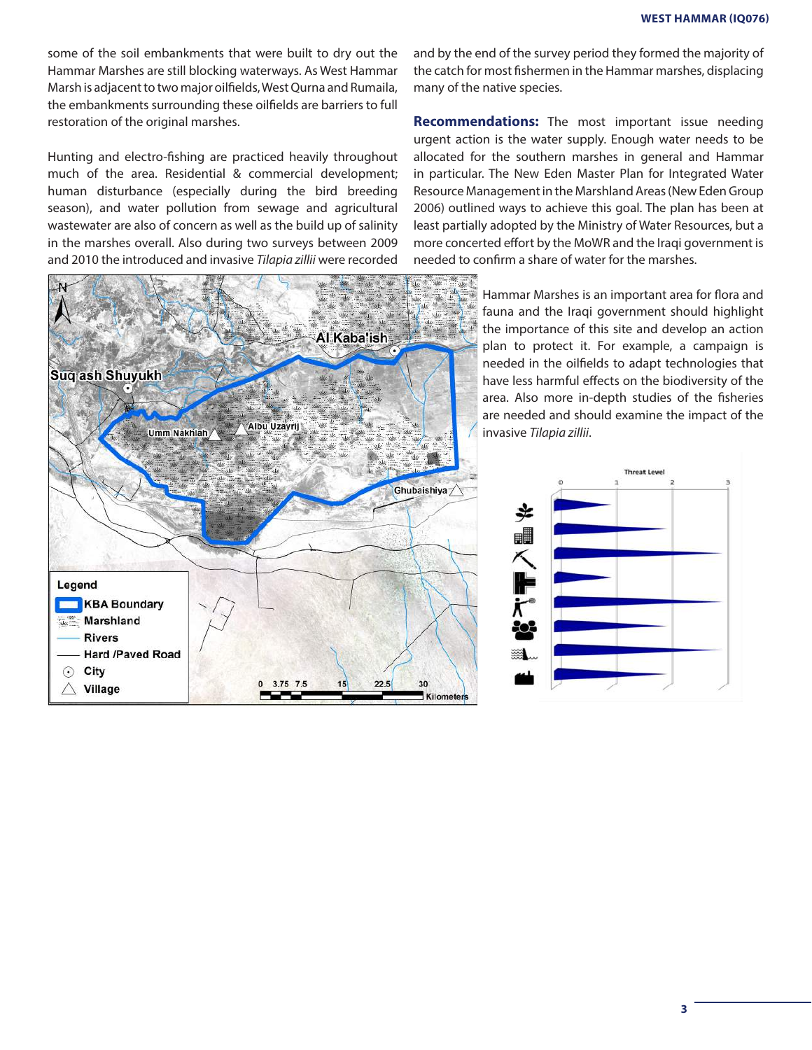some of the soil embankments that were built to dry out the Hammar Marshes are still blocking waterways. As West Hammar Marsh is adjacent to two major oilfields, West Qurna and Rumaila, the embankments surrounding these oilfields are barriers to full restoration of the original marshes.

Hunting and electro-fishing are practiced heavily throughout much of the area. Residential & commercial development; human disturbance (especially during the bird breeding season), and water pollution from sewage and agricultural wastewater are also of concern as well as the build up of salinity in the marshes overall. Also during two surveys between 2009 and 2010 the introduced and invasive *Tilapia zillii* were recorded and by the end of the survey period they formed the majority of the catch for most fishermen in the Hammar marshes, displacing many of the native species.

**Recommendations:** The most important issue needing urgent action is the water supply. Enough water needs to be allocated for the southern marshes in general and Hammar in particular. The New Eden Master Plan for Integrated Water Resource Management in the Marshland Areas (New Eden Group 2006) outlined ways to achieve this goal. The plan has been at least partially adopted by the Ministry of Water Resources, but a more concerted effort by the MoWR and the Iraqi government is needed to confirm a share of water for the marshes.

N

Al Kaba'ish

Suq ash Shuyukh

Umm Nakhlah

Albu Uzayrij

Ghubaishiya

Legend

KBA Boundary

Marshland

Rivers

Hard /Paved Road

City

Village

0 3.75 7.5 15 22.5 30 Kilometers

Hammar Marshes is an important area for flora and fauna and the Iraqi government should highlight the importance of this site and develop an action plan to protect it. For example, a campaign is needed in the oilfields to adapt technologies that have less harmful effects on the biodiversity of the area. Also more in-depth studies of the fisheries are needed and should examine the impact of the invasive *Tilapia zillii*.

Threat Level

0 1 2 3